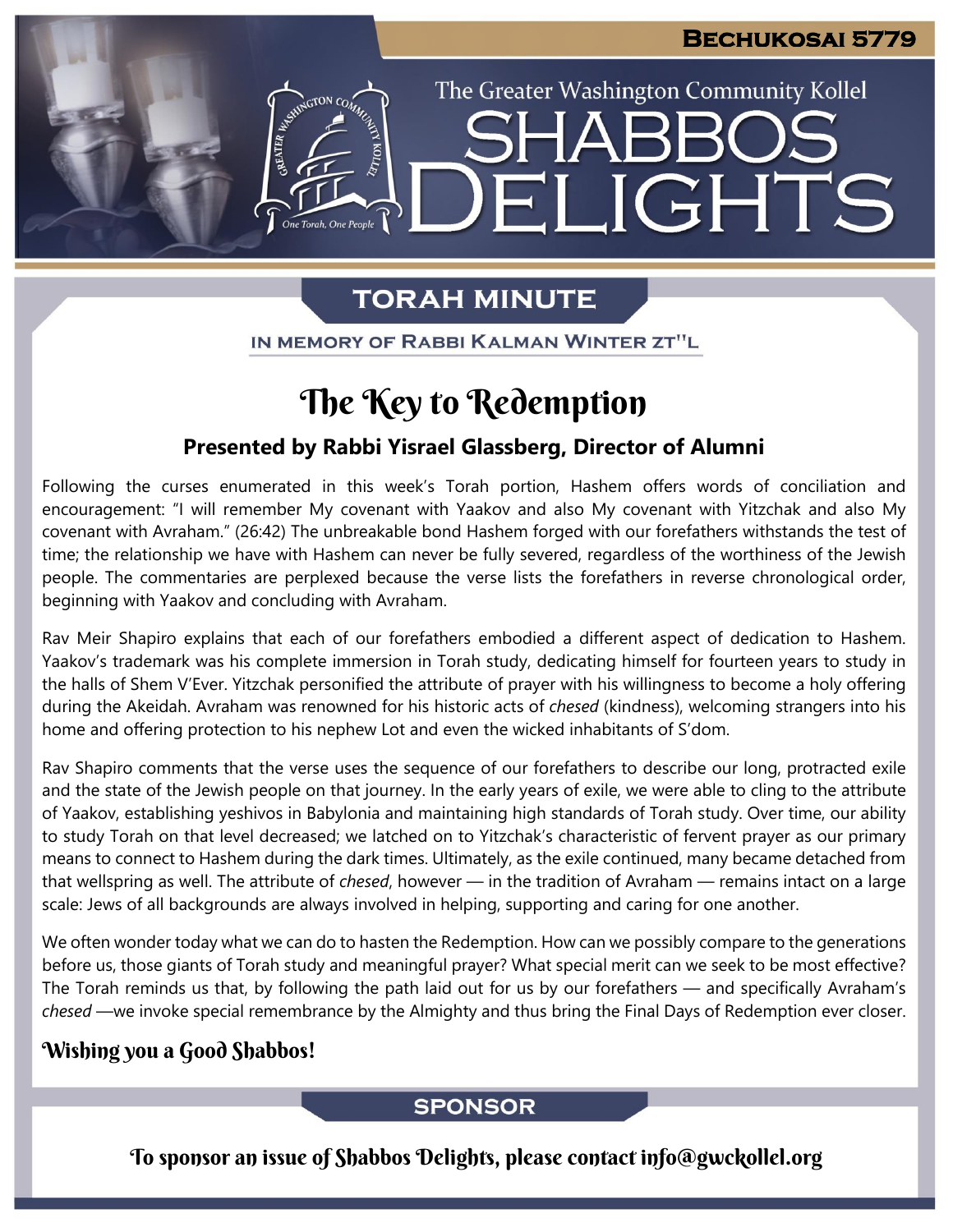**Bechukosai 5779**

The Greater Washington Community Kollel

# SHABBOS DELIGHTS

## TORAH MINUTE

IN MEMORY OF RABBI KALMAN WINTER ZT"L

# The Key to Redemption

### Presented by Rabbi Yisrael Glassberg, Director of Alumni

Following the curses enumerated in this week's Torah portion, Hashem offers words of conciliation and encouragement: "I will remember My covenant with Yaakov and also My covenant with Yitzchak and also My covenant with Avraham." (26:42) The unbreakable bond Hashem forged with our forefathers withstands the test of time; the relationship we have with Hashem can never be fully severed, regardless of the worthiness of the Jewish people. The commentaries are perplexed because the verse lists the forefathers in reverse chronological order, beginning with Yaakov and concluding with Avraham.

Rav Meir Shapiro explains that each of our forefathers embodied a different aspect of dedication to Hashem. Yaakov's trademark was his complete immersion in Torah study, dedicating himself for fourteen years to study in the halls of Shem V'Ever. Yitzchak personified the attribute of prayer with his willingness to become a holy offering during the Akeidah. Avraham was renowned for his historic acts of *chesed* (kindness), welcoming strangers into his home and offering protection to his nephew Lot and even the wicked inhabitants of S'dom.

Rav Shapiro comments that the verse uses the sequence of our forefathers to describe our long, protracted exile and the state of the Jewish people on that journey. In the early years of exile, we were able to cling to the attribute of Yaakov, establishing yeshivos in Babylonia and maintaining high standards of Torah study. Over time, our ability to study Torah on that level decreased; we latched on to Yitzchak's characteristic of fervent prayer as our primary means to connect to Hashem during the dark times. Ultimately, as the exile continued, many became detached from that wellspring as well. The attribute of *chesed*, however — in the tradition of Avraham — remains intact on a large scale: Jews of all backgrounds are always involved in helping, supporting and caring for one another.

We often wonder today what we can do to hasten the Redemption. How can we possibly compare to the generations before us, those giants of Torah study and meaningful prayer? What special merit can we seek to be most effective? The Torah reminds us that, by following the path laid out for us by our forefathers — and specifically Avraham's *chesed* —we invoke special remembrance by the Almighty and thus bring the Final Days of Redemption ever closer.

**Wishing you a Good Shabbos!**

## SPONSOR

To sponsor an issue of Shabbos Delights, please contact info@gwckollel.org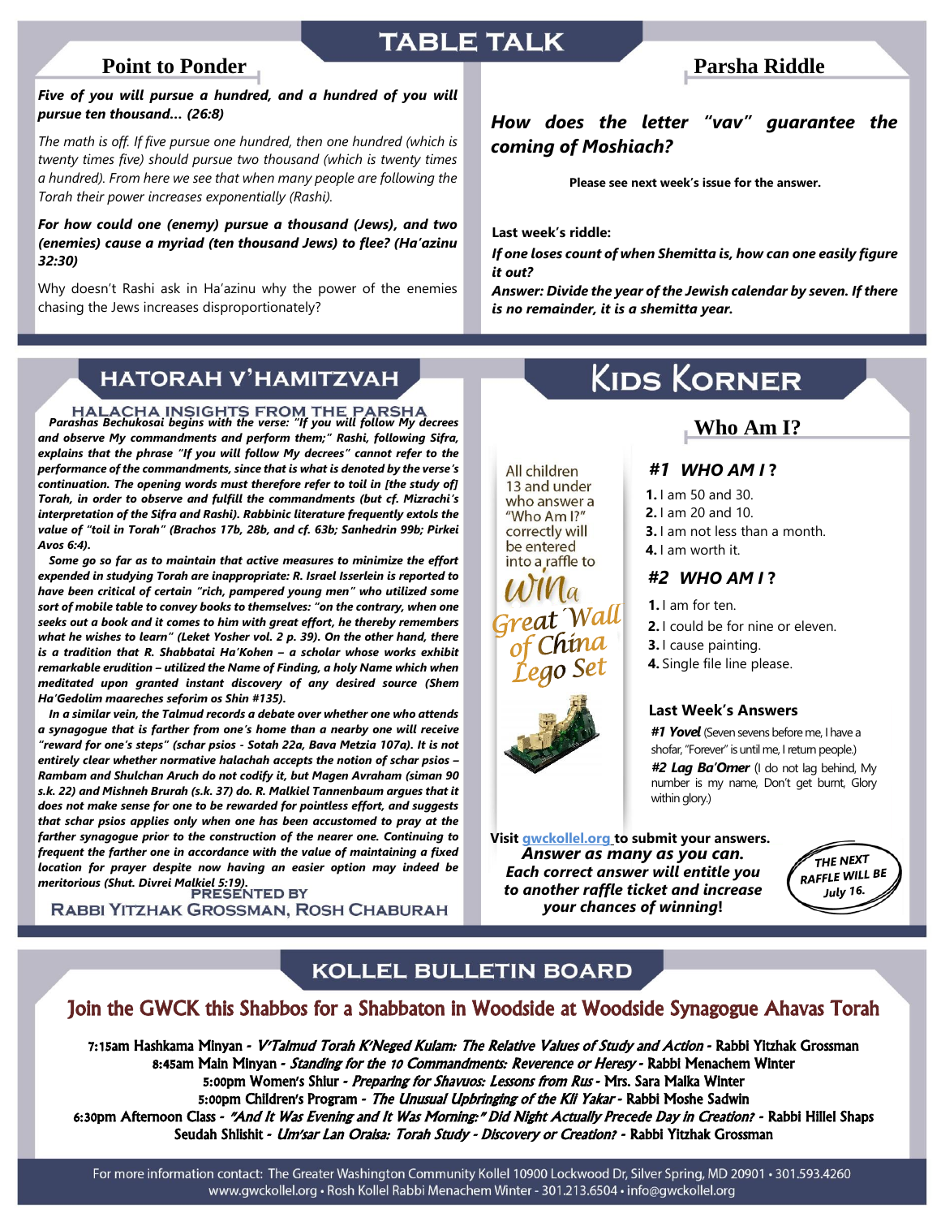# TABLE TALK

## Point to Ponder

***Five of you will pursue a hundred, and a hundred of you will pursue ten thousand... (26:8)***

*The math is off. If five pursue one hundred, then one hundred (which is twenty times five) should pursue two thousand (which is twenty times a hundred). From here we see that when many people are following the Torah their power increases exponentially (Rashi).*

***For how could one (enemy) pursue a thousand (Jews), and two (enemies) cause a myriad (ten thousand Jews) to flee? (Ha'azinu 32:30)***

Why doesn't Rashi ask in Ha'azinu why the power of the enemies chasing the Jews increases disproportionately?

## Parsha Riddle

***How does the letter "vav" guarantee the coming of Moshiach?***

**Please see next week's issue for the answer.**

**Last week's riddle:**

***If one loses count of when Shemitta is, how can one easily figure it out?***

***Answer: Divide the year of the Jewish calendar by seven. If there is no remainder, it is a shemitta year.***

# HATORAH V'HAMITZVAH

## HALACHA INSIGHTS FROM THE PARSHA

***Parashas Bechukosai begins with the verse: "If you will follow My decrees and observe My commandments and perform them;" Rashi, following Sifra, explains that the phrase "If you will follow My decrees" cannot refer to the performance of the commandments, since that is what is denoted by the verse's continuation. The opening words must therefore refer to toil in [the study of] Torah, in order to observe and fulfill the commandments (but cf. Mizrachi's interpretation of the Sifra and Rashi). Rabbinic literature frequently extols the value of "toil in Torah" (Brachos 17b, 28b, and cf. 63b; Sanhedrin 99b; Pirkei Avos 6:4).***

***Some go so far as to maintain that active measures to minimize the effort expended in studying Torah are inappropriate: R. Israel Isserlein is reported to have been critical of certain "rich, pampered young men" who utilized some sort of mobile table to convey books to themselves: "on the contrary, when one seeks out a book and it comes to him with great effort, he thereby remembers what he wishes to learn" (Leket Yosher vol. 2 p. 39). On the other hand, there is a tradition that R. Shabbatai Ha'Kohen – a scholar whose works exhibit remarkable erudition – utilized the Name of Finding, a holy Name which when meditated upon granted instant discovery of any desired source (Shem Ha'Gedolim maareches seforim os Shin #135).***

***In a similar vein, the Talmud records a debate over whether one who attends a synagogue that is farther from one's home than a nearby one will receive "reward for one's steps" (schar psios - Sotah 22a, Bava Metzia 107a). It is not entirely clear whether normative halachah accepts the notion of schar psios – Rambam and Shulchan Aruch do not codify it, but Magen Avraham (siman 90 s.k. 22) and Mishneh Brurah (s.k. 37) do. R. Malkiel Tannenbaum argues that it does not make sense for one to be rewarded for pointless effort, and suggests that schar psios applies only when one has been accustomed to pray at the farther synagogue prior to the construction of the nearer one. Continuing to frequent the farther one in accordance with the value of maintaining a fixed location for prayer despite now having an easier option may indeed be meritorious (Shut. Divrei Malkiel 5:19).***

PRESENTED BY
RABBI YITZHAK GROSSMAN, ROSH CHABURAH

# KIDS KORNER

## Who Am I?

All children 13 and under who answer a "Who Am I?" correctly will be entered into a raffle to **Win a Great Wall of China Lego Set**

### *#1 WHO AM I?*

1. I am 50 and 30.
2. I am 20 and 10.
3. I am not less than a month.
4. I am worth it.

### *#2 WHO AM I?*

1. I am for ten.
2. I could be for nine or eleven.
3. I cause painting.
4. Single file line please.

**Last Week's Answers**

***#1 Yovel*** (Seven sevens before me, I have a shofar, "Forever" is until me, I return people.)

***#2 Lag Ba'Omer*** (I do not lag behind, My number is my name, Don't get burnt, Glory within glory.)

**Visit gwckollel.org to submit your answers.**
***Answer as many as you can. Each correct answer will entitle you to another raffle ticket and increase your chances of winning!***

*THE NEXT RAFFLE WILL BE July 16.*

# KOLLEL BULLETIN BOARD

## Join the GWCK this Shabbos for a Shabbaton in Woodside at Woodside Synagogue Ahavas Torah

7:15am Hashkama Minyan - *V'Talmud Torah K'Neged Kulam: The Relative Values of Study and Action* - Rabbi Yitzhak Grossman
8:45am Main Minyan - *Standing for the 10 Commandments: Reverence or Heresy* - Rabbi Menachem Winter
5:00pm Women's Shiur - *Preparing for Shavuos: Lessons from Rus* - Mrs. Sara Malka Winter
5:00pm Children's Program - *The Unusual Upbringing of the Kli Yakar* - Rabbi Moshe Sadwin
6:30pm Afternoon Class - *"And It Was Evening and It Was Morning:" Did Night Actually Precede Day in Creation?* - Rabbi Hillel Shaps
Seudah Shlishit - *Um'sar Lan Oraisa: Torah Study - Discovery or Creation?* - Rabbi Yitzhak Grossman

For more information contact: The Greater Washington Community Kollel 10900 Lockwood Dr, Silver Spring, MD 20901 • 301.593.4260
www.gwckollel.org • Rosh Kollel Rabbi Menachem Winter - 301.213.6504 • info@gwckollel.org